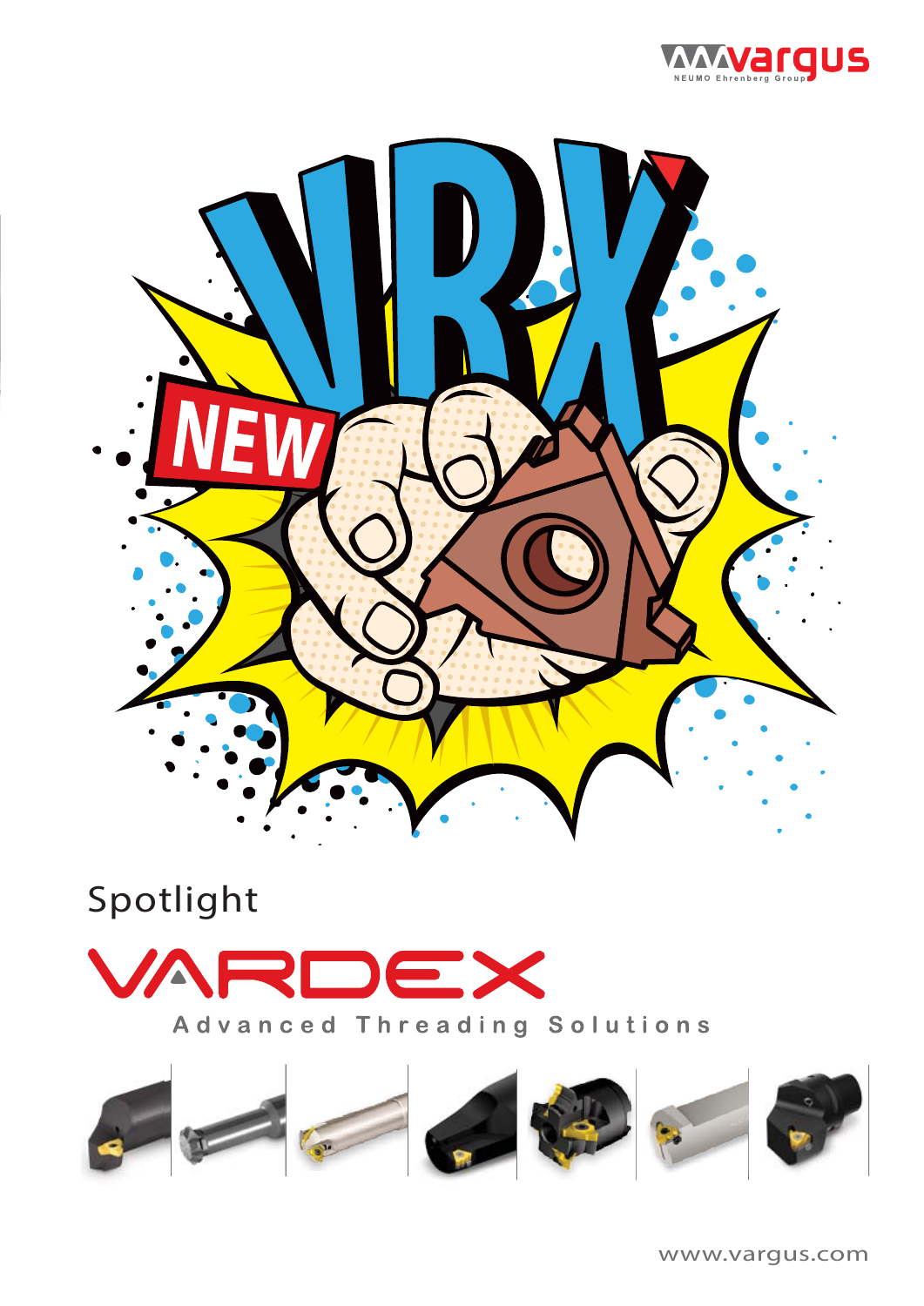vargus
NEUMO Ehrenberg Group

# VRX

NEW

Spotlight

# VARDEX

Advanced Threading Solutions

www.vargus.com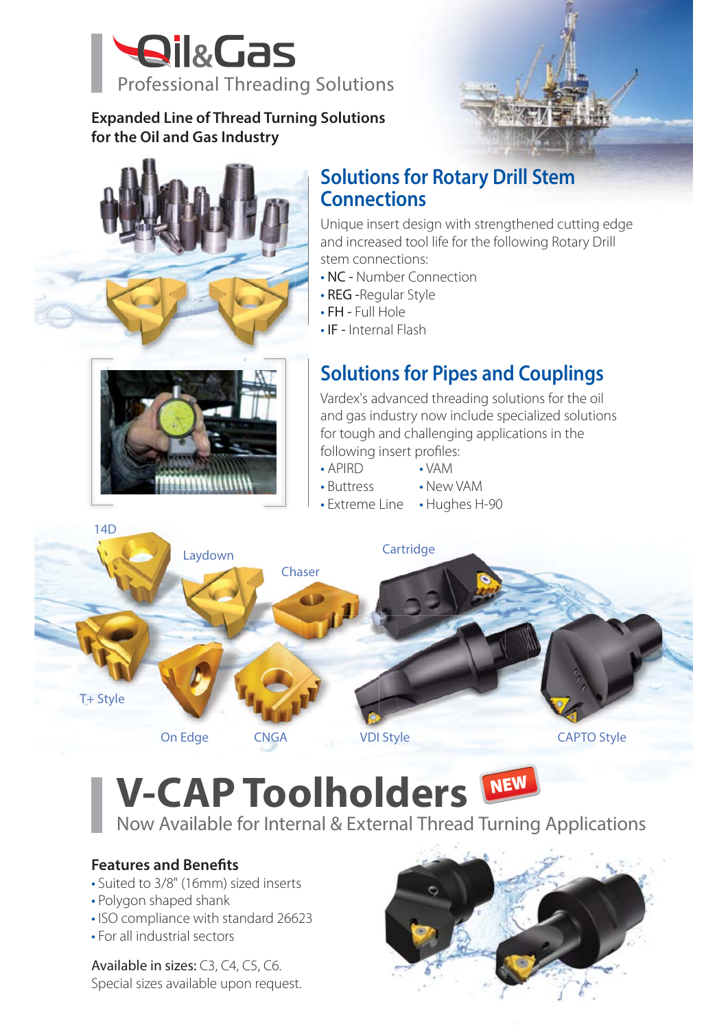# Oil&Gas

Professional Threading Solutions

**Expanded Line of Thread Turning Solutions for the Oil and Gas Industry**

## Solutions for Rotary Drill Stem Connections

Unique insert design with strengthened cutting edge and increased tool life for the following Rotary Drill stem connections:

- NC - Number Connection
- REG -Regular Style
- FH - Full Hole
- IF - Internal Flash

## Solutions for Pipes and Couplings

Vardex's advanced threading solutions for the oil and gas industry now include specialized solutions for tough and challenging applications in the following insert profiles:

- APIRD
- Buttress
- Extreme Line
- VAM
- New VAM
- Hughes H-90

14D, Laydown, Chaser, Cartridge, T+ Style, On Edge, CNGA, VDI Style, CAPTO Style

# V-CAP Toolholders NEW

Now Available for Internal & External Thread Turning Applications

**Features and Benefits**

- Suited to 3/8" (16mm) sized inserts
- Polygon shaped shank
- ISO compliance with standard 26623
- For all industrial sectors

**Available in sizes:** C3, C4, C5, C6.
Special sizes available upon request.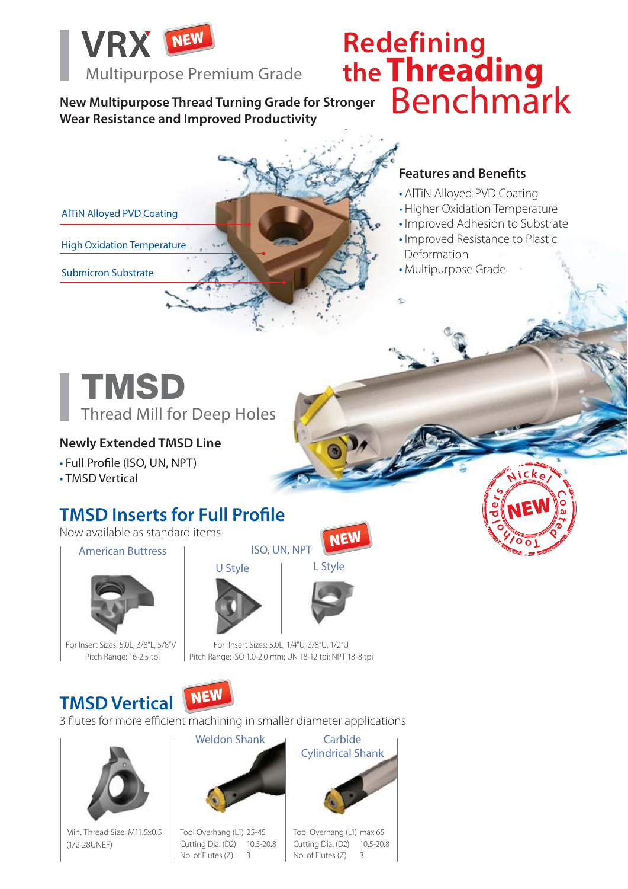# VRX NEW

Multipurpose Premium Grade

**New Multipurpose Thread Turning Grade for Stronger Wear Resistance and Improved Productivity**

# Redefining the **Threading** Benchmark

AlTiN Alloyed PVD Coating

High Oxidation Temperature

Submicron Substrate

### Features and Benefits

- AlTiN Alloyed PVD Coating
- Higher Oxidation Temperature
- Improved Adhesion to Substrate
- Improved Resistance to Plastic Deformation
- Multipurpose Grade

# TMSD

Thread Mill for Deep Holes

### Newly Extended TMSD Line

- Full Profile (ISO, UN, NPT)
- TMSD Vertical

Nickel Coated Toolholders NEW

## TMSD Inserts for Full Profile

Now available as standard items

| American Buttress | ISO, UN, NPT NEW | |
|---|---|---|
| | U Style | L Style |
| For Insert Sizes: 5.0L, 3/8"L, 5/8"V<br>Pitch Range: 16-2.5 tpi | For Insert Sizes: 5.0L, 1/4"U, 3/8"U, 1/2"U<br>Pitch Range: ISO 1.0-2.0 mm; UN 18-12 tpi; NPT 18-8 tpi | |

## TMSD Vertical NEW

3 flutes for more efficient machining in smaller diameter applications

| | Weldon Shank | Carbide Cylindrical Shank |
|---|---|---|
| Min. Thread Size: M11.5x0.5 (1/2-28UNEF) | Tool Overhang (L1) 25-45<br>Cutting Dia. (D2) 10.5-20.8<br>No. of Flutes (Z) 3 | Tool Overhang (L1) max 65<br>Cutting Dia. (D2) 10.5-20.8<br>No. of Flutes (Z) 3 |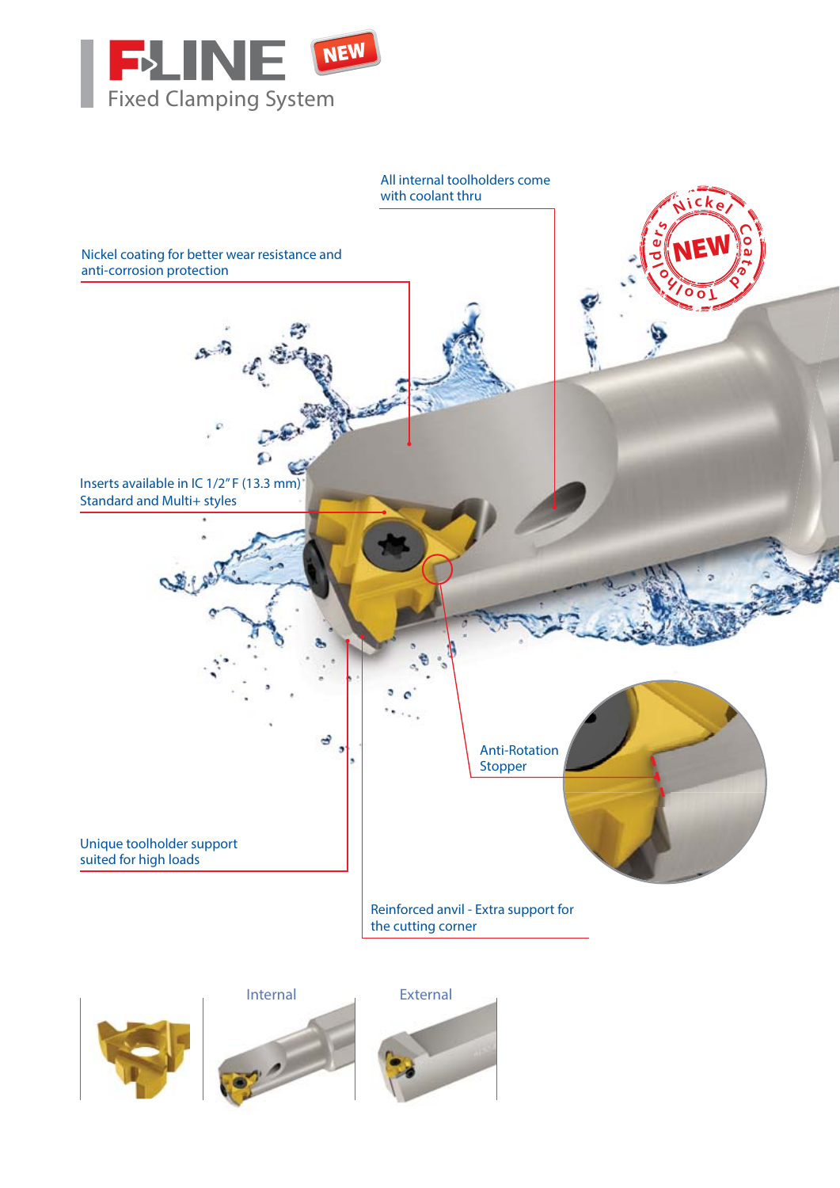# F-LINE NEW

Fixed Clamping System

All internal toolholders come with coolant thru

Nickel coating for better wear resistance and anti-corrosion protection

Nickel Coated Toolholders NEW

Inserts available in IC 1/2" F (13.3 mm) Standard and Multi+ styles

Anti-Rotation Stopper

Unique toolholder support suited for high loads

Reinforced anvil - Extra support for the cutting corner

Internal

External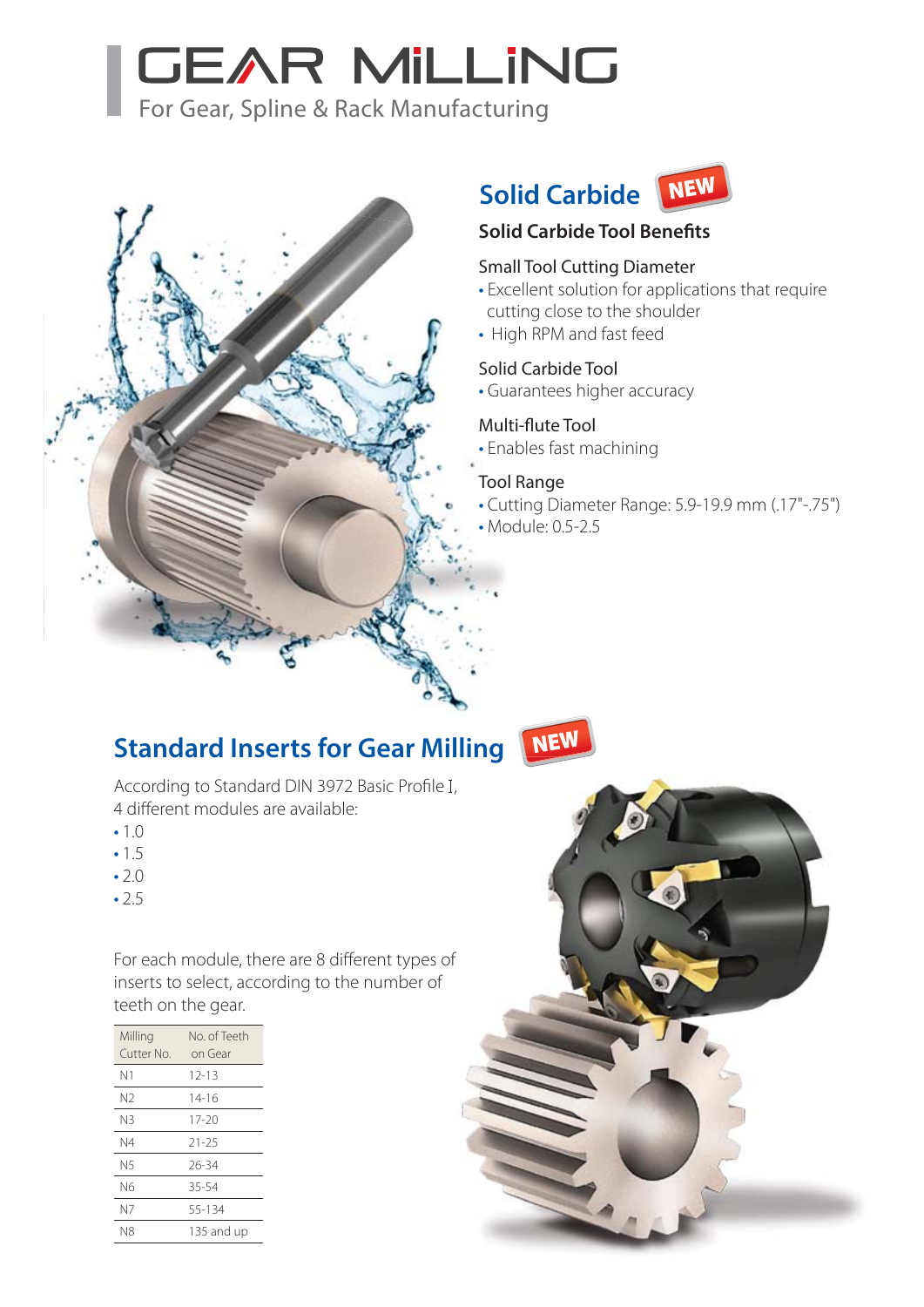# GEAR MILLING

For Gear, Spline & Rack Manufacturing

## Solid Carbide NEW

### Solid Carbide Tool Benefits

Small Tool Cutting Diameter

- Excellent solution for applications that require cutting close to the shoulder
- High RPM and fast feed

Solid Carbide Tool

- Guarantees higher accuracy

Multi-flute Tool

- Enables fast machining

Tool Range

- Cutting Diameter Range: 5.9-19.9 mm (.17"-.75")
- Module: 0.5-2.5

## Standard Inserts for Gear Milling NEW

According to Standard DIN 3972 Basic Profile I, 4 different modules are available:

- 1.0
- 1.5
- 2.0
- 2.5

For each module, there are 8 different types of inserts to select, according to the number of teeth on the gear.

| Milling Cutter No. | No. of Teeth on Gear |
|---|---|
| N1 | 12-13 |
| N2 | 14-16 |
| N3 | 17-20 |
| N4 | 21-25 |
| N5 | 26-34 |
| N6 | 35-54 |
| N7 | 55-134 |
| N8 | 135 and up |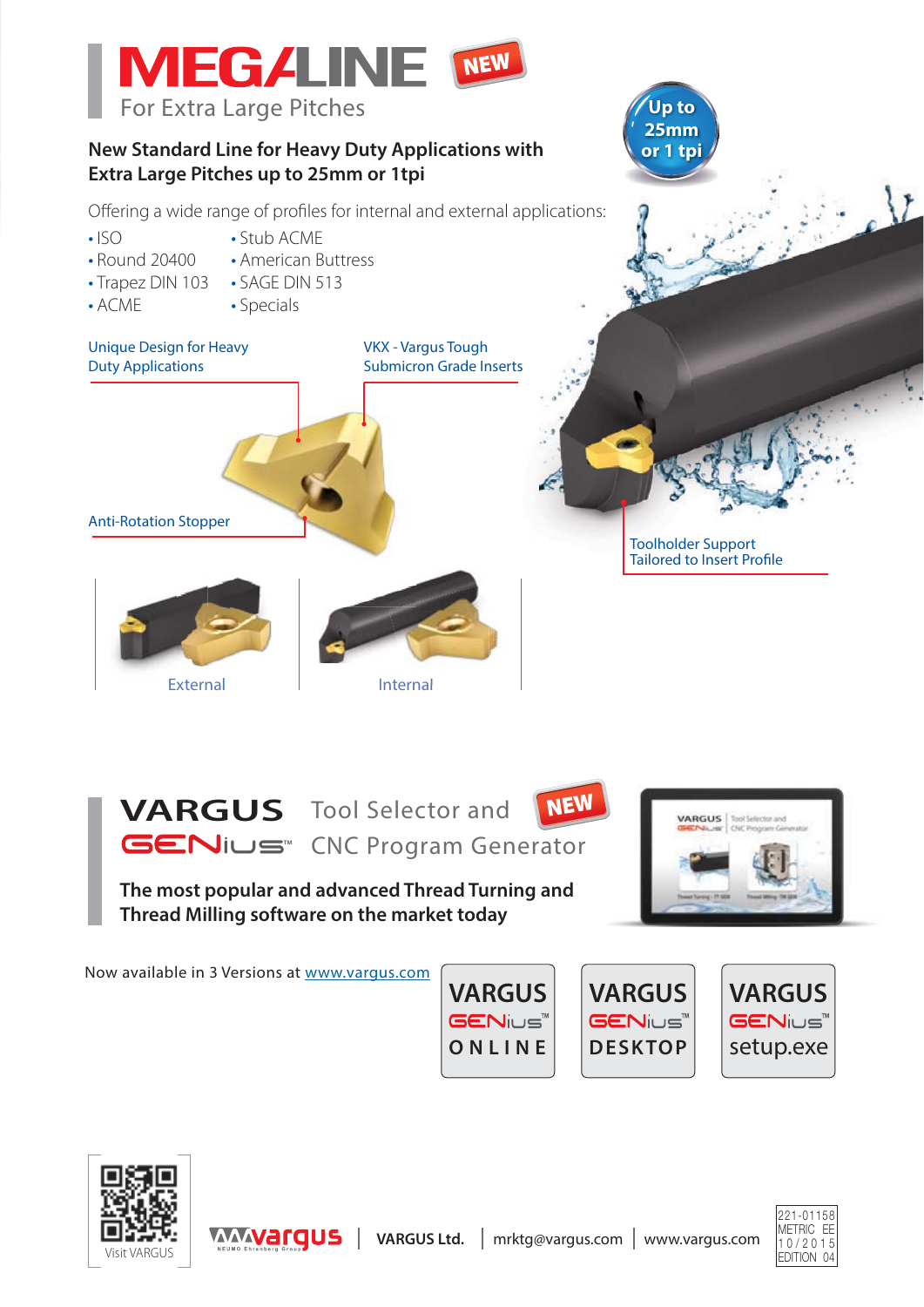# MEGALINE NEW

For Extra Large Pitches

Up to 25mm or 1 tpi

**New Standard Line for Heavy Duty Applications with Extra Large Pitches up to 25mm or 1tpi**

Offering a wide range of profiles for internal and external applications:

- ISO
- Round 20400
- Trapez DIN 103
- ACME
- Stub ACME
- American Buttress
- SAGE DIN 513
- Specials

Unique Design for Heavy Duty Applications

VKX - Vargus Tough Submicron Grade Inserts

Anti-Rotation Stopper

Toolholder Support Tailored to Insert Profile

External

Internal

# VARGUS GENius™ Tool Selector and CNC Program Generator NEW

**The most popular and advanced Thread Turning and Thread Milling software on the market today**

Now available in 3 Versions at www.vargus.com

VARGUS GENius™ ONLINE

VARGUS GENius™ DESKTOP

VARGUS GENius™ setup.exe

Visit VARGUS

vargus NEUMO Ehrenberg Group | VARGUS Ltd. | mrktg@vargus.com | www.vargus.com

221-01158 METRIC EE 10/2015 EDITION 04